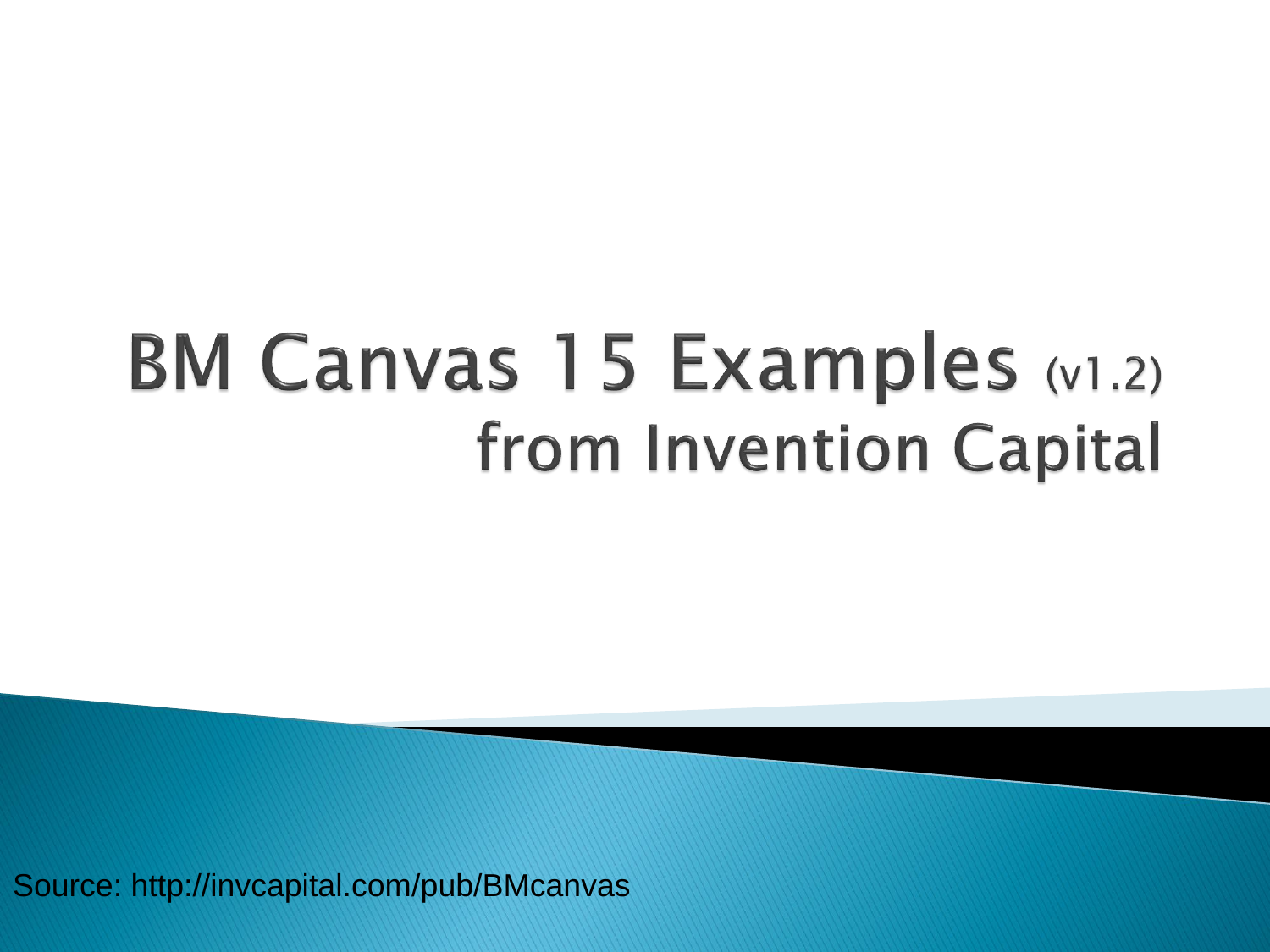# BM Canvas 15 Examples (v1.2)

## from Invention Capital

Source: http://invcapital.com/pub/BMcanvas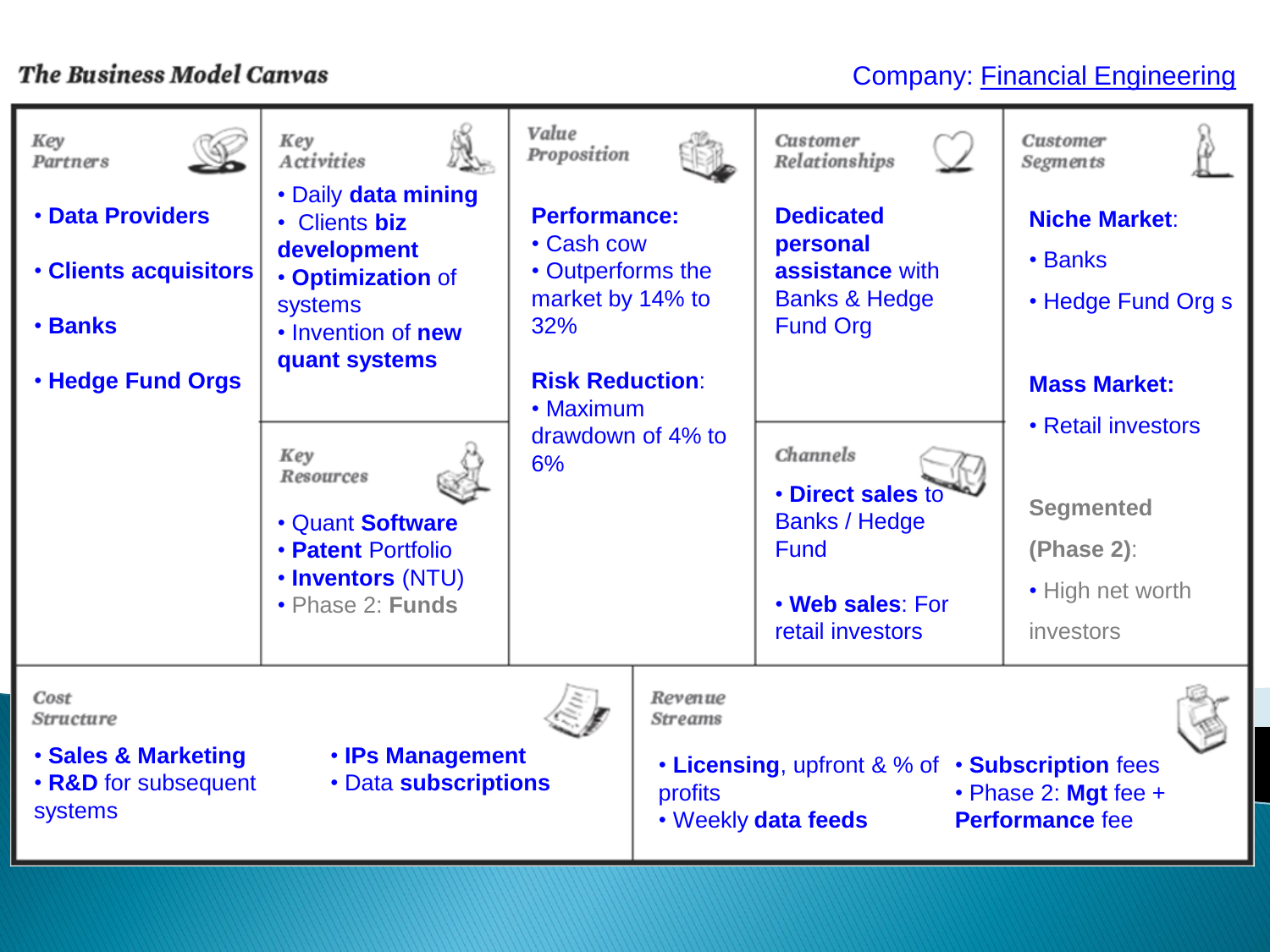## The Business Model Canvas

Company: Financial Engineering

### Key Partners

- **Data Providers**
- **Clients acquisitors**
- **Banks**
- **Hedge Fund Orgs**

### Key Activities

- Daily **data mining**
- Clients **biz development**
- **Optimization** of systems
- Invention of **new quant systems**

### Key Resources

- Quant **Software**
- **Patent** Portfolio
- **Inventors** (NTU)
- Phase 2: **Funds**

### Value Proposition

**Performance:**

- Cash cow
- Outperforms the market by 14% to 32%

**Risk Reduction**:

- Maximum drawdown of 4% to 6%

### Customer Relationships

**Dedicated personal assistance** with Banks & Hedge Fund Org

### Channels

- **Direct sales** to Banks / Hedge Fund
- **Web sales**: For retail investors

### Customer Segments

**Niche Market**:

- Banks
- Hedge Fund Org s

**Mass Market:**

- Retail investors

**Segmented (Phase 2)**:

- High net worth investors

### Cost Structure

- **Sales & Marketing**
- **R&D** for subsequent systems
- **IPs Management**
- Data **subscriptions**

### Revenue Streams

- **Licensing**, upfront & % of profits
- Weekly **data feeds**
- **Subscription** fees
- Phase 2: **Mgt** fee + **Performance** fee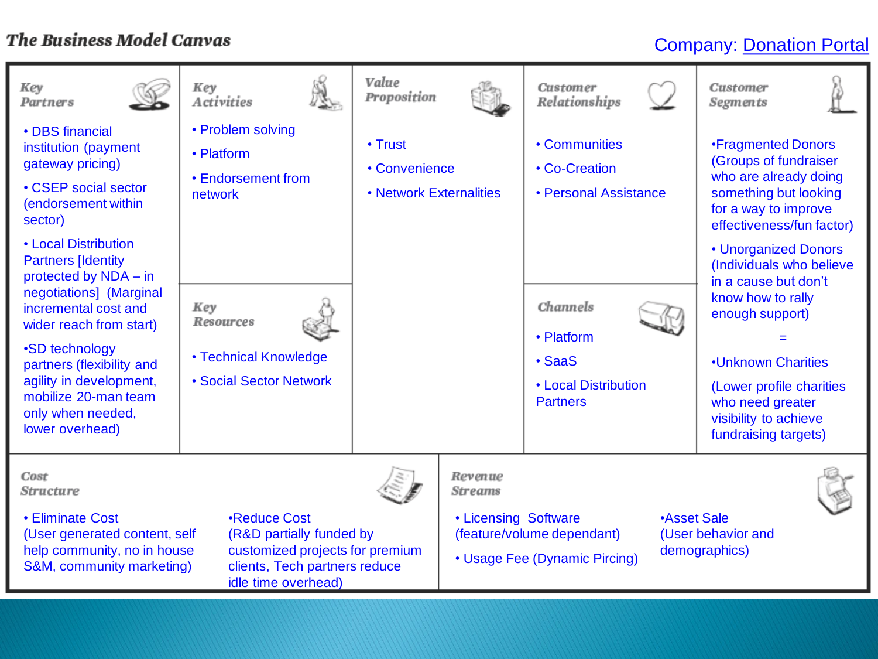# The Business Model Canvas

Company: Donation Portal

## Key Partners

- DBS financial institution (payment gateway pricing)
- CSEP social sector (endorsement within sector)
- Local Distribution Partners [Identity protected by NDA – in negotiations] (Marginal incremental cost and wider reach from start)
- SD technology partners (flexibility and agility in development, mobilize 20-man team only when needed, lower overhead)

## Key Activities

- Problem solving
- Platform
- Endorsement from network

## Key Resources

- Technical Knowledge
- Social Sector Network

## Value Proposition

- Trust
- Convenience
- Network Externalities

## Customer Relationships

- Communities
- Co-Creation
- Personal Assistance

## Channels

- Platform
- SaaS
- Local Distribution Partners

## Customer Segments

- Fragmented Donors (Groups of fundraiser who are already doing something but looking for a way to improve effectiveness/fun factor)
- Unorganized Donors (Individuals who believe in a cause but don't know how to rally enough support)

=

- Unknown Charities

(Lower profile charities who need greater visibility to achieve fundraising targets)

## Cost Structure

- Eliminate Cost (User generated content, self help community, no in house S&M, community marketing)
- Reduce Cost (R&D partially funded by customized projects for premium clients, Tech partners reduce idle time overhead)

## Revenue Streams

- Licensing Software (feature/volume dependant)
- Usage Fee (Dynamic Pircing)
- Asset Sale (User behavior and demographics)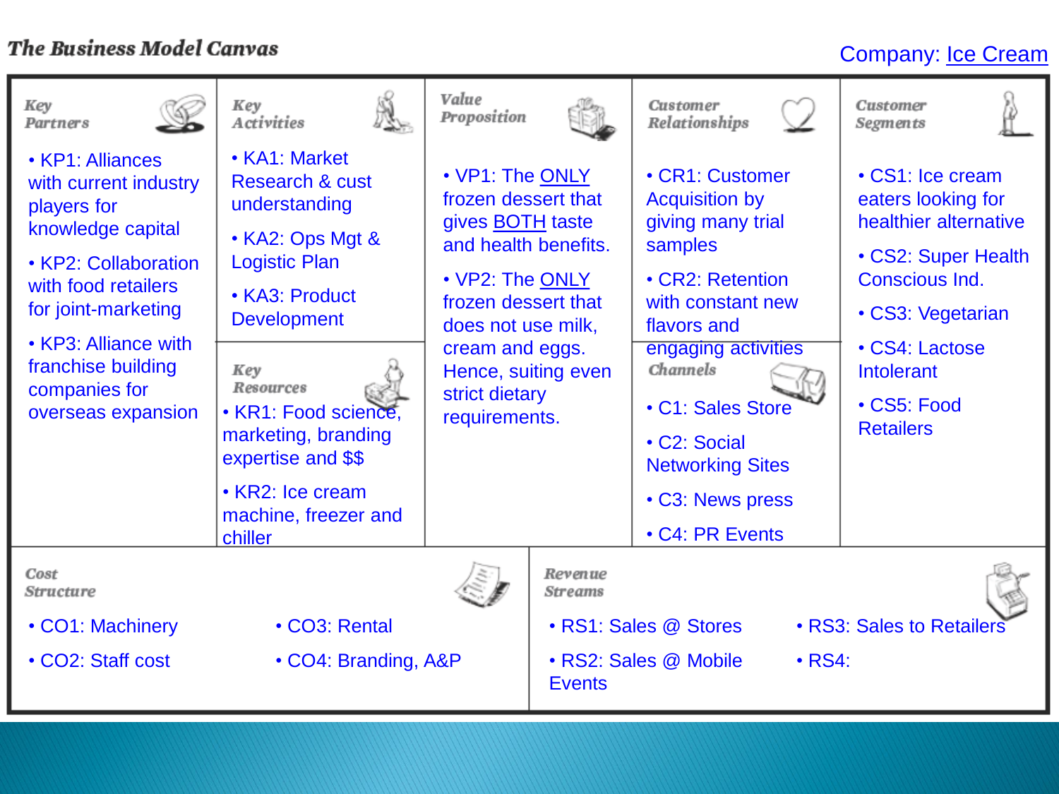# The Business Model Canvas

Company: Ice Cream

## Key Partners

- KP1: Alliances with current industry players for knowledge capital
- KP2: Collaboration with food retailers for joint-marketing
- KP3: Alliance with franchise building companies for overseas expansion

## Key Activities

- KA1: Market Research & cust understanding
- KA2: Ops Mgt & Logistic Plan
- KA3: Product Development

## Key Resources

- KR1: Food science, marketing, branding expertise and $$
- KR2: Ice cream machine, freezer and chiller

## Value Proposition

- VP1: The ONLY frozen dessert that gives BOTH taste and health benefits.
- VP2: The ONLY frozen dessert that does not use milk, cream and eggs. Hence, suiting even strict dietary requirements.

## Customer Relationships

- CR1: Customer Acquisition by giving many trial samples
- CR2: Retention with constant new flavors and engaging activities

## Channels

- C1: Sales Store
- C2: Social Networking Sites
- C3: News press
- C4: PR Events

## Customer Segments

- CS1: Ice cream eaters looking for healthier alternative
- CS2: Super Health Conscious Ind.
- CS3: Vegetarian
- CS4: Lactose Intolerant
- CS5: Food Retailers

## Cost Structure

- CO1: Machinery
- CO2: Staff cost
- CO3: Rental
- CO4: Branding, A&P

## Revenue Streams

- RS1: Sales @ Stores
- RS2: Sales @ Mobile Events
- RS3: Sales to Retailers
- RS4: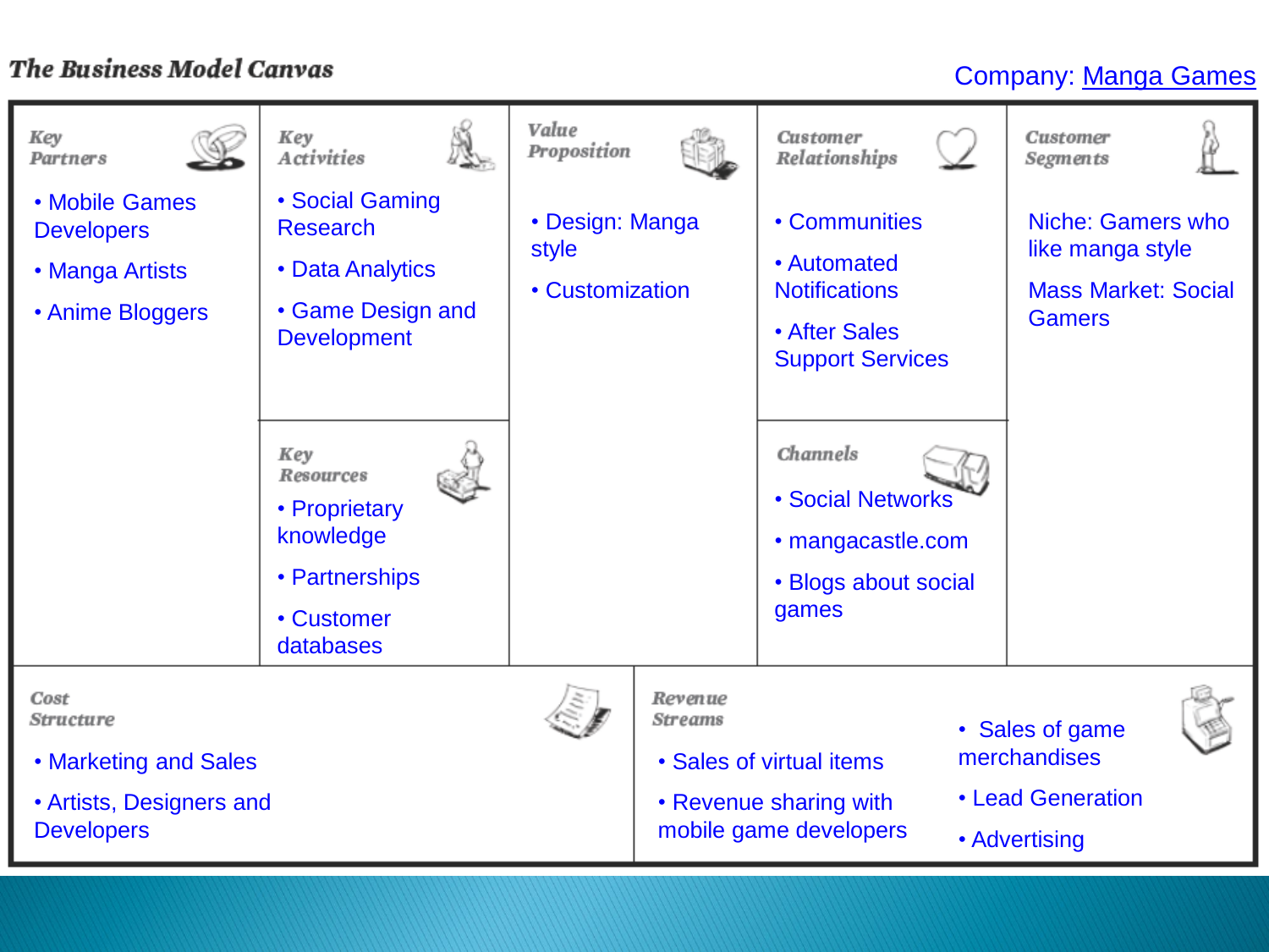# The Business Model Canvas

Company: Manga Games

## Key Partners

- Mobile Games Developers
- Manga Artists
- Anime Bloggers

## Key Activities

- Social Gaming Research
- Data Analytics
- Game Design and Development

## Key Resources

- Proprietary knowledge
- Partnerships
- Customer databases

## Value Proposition

- Design: Manga style
- Customization

## Customer Relationships

- Communities
- Automated Notifications
- After Sales Support Services

## Channels

- Social Networks
- mangacastle.com
- Blogs about social games

## Customer Segments

Niche: Gamers who like manga style

Mass Market: Social Gamers

## Cost Structure

- Marketing and Sales
- Artists, Designers and Developers

## Revenue Streams

- Sales of virtual items
- Revenue sharing with mobile game developers
- Sales of game merchandises
- Lead Generation
- Advertising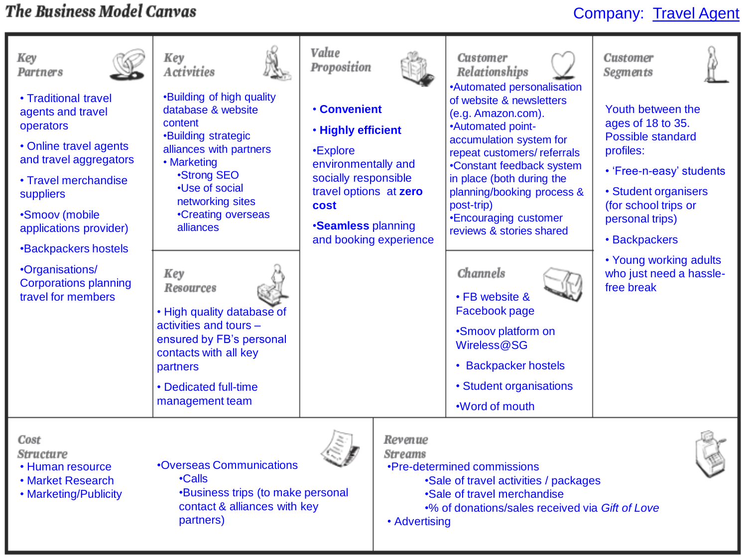# The Business Model Canvas

Company: Travel Agent

## Key Partners

- Traditional travel agents and travel operators
- Online travel agents and travel aggregators
- Travel merchandise suppliers
- Smoov (mobile applications provider)
- Backpackers hostels
- Organisations/ Corporations planning travel for members

## Key Activities

- Building of high quality database & website content
- Building strategic alliances with partners
- Marketing
  - Strong SEO
  - Use of social networking sites
  - Creating overseas alliances

## Key Resources

- High quality database of activities and tours – ensured by FB's personal contacts with all key partners
- Dedicated full-time management team

## Value Proposition

- **Convenient**
- **Highly efficient**
- Explore environmentally and socially responsible travel options at **zero cost**
- **Seamless** planning and booking experience

## Customer Relationships

- Automated personalisation of website & newsletters (e.g. Amazon.com).
- Automated point-accumulation system for repeat customers/ referrals
- Constant feedback system in place (both during the planning/booking process & post-trip)
- Encouraging customer reviews & stories shared

## Channels

- FB website & Facebook page
- Smoov platform on Wireless@SG
- Backpacker hostels
- Student organisations
- Word of mouth

## Customer Segments

Youth between the ages of 18 to 35. Possible standard profiles:

- 'Free-n-easy' students
- Student organisers (for school trips or personal trips)
- Backpackers
- Young working adults who just need a hassle-free break

## Cost Structure

- Human resource
- Market Research
- Marketing/Publicity
- Overseas Communications
  - Calls
  - Business trips (to make personal contact & alliances with key partners)

## Revenue Streams

- Pre-determined commissions
  - Sale of travel activities / packages
  - Sale of travel merchandise
  - % of donations/sales received via *Gift of Love*
- Advertising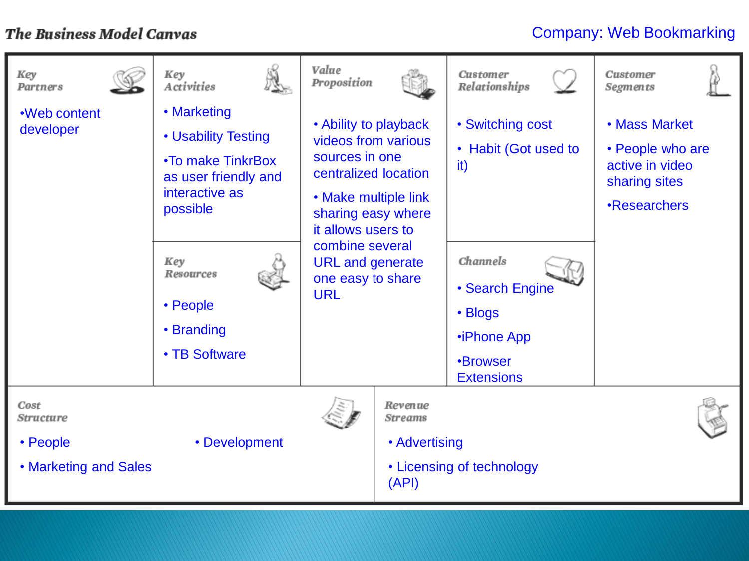# The Business Model Canvas

Company: Web Bookmarking

## Key Partners

- Web content developer

## Key Activities

- Marketing
- Usability Testing
- To make TinkrBox as user friendly and interactive as possible

## Key Resources

- People
- Branding
- TB Software

## Value Proposition

- Ability to playback videos from various sources in one centralized location
- Make multiple link sharing easy where it allows users to combine several URL and generate one easy to share URL

## Customer Relationships

- Switching cost
- Habit (Got used to it)

## Channels

- Search Engine
- Blogs
- iPhone App
- Browser Extensions

## Customer Segments

- Mass Market
- People who are active in video sharing sites
- Researchers

## Cost Structure

- People
- Marketing and Sales
- Development

## Revenue Streams

- Advertising
- Licensing of technology (API)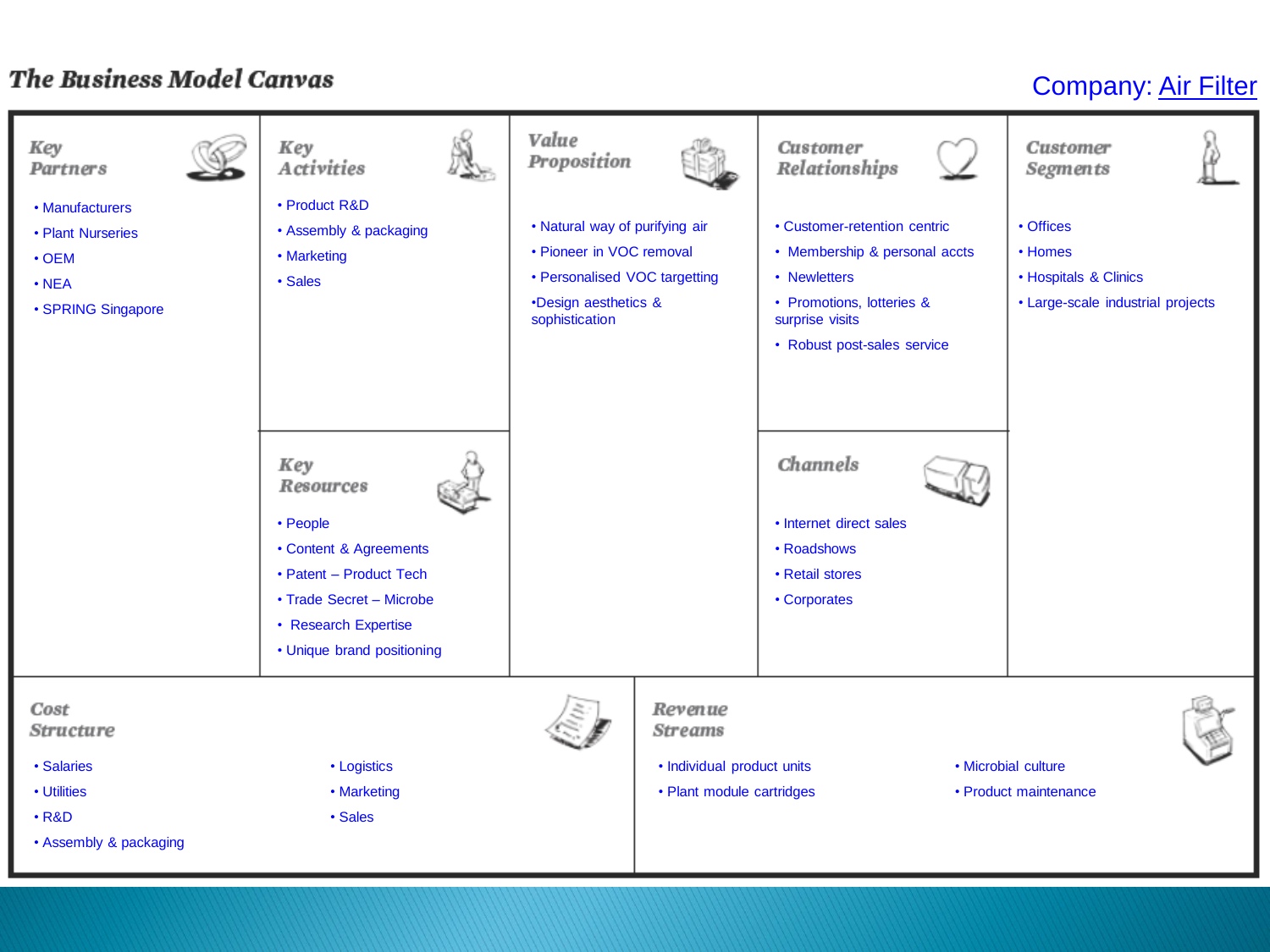# The Business Model Canvas

Company: Air Filter

## Key Partners

- Manufacturers
- Plant Nurseries
- OEM
- NEA
- SPRING Singapore

## Key Activities

- Product R&D
- Assembly & packaging
- Marketing
- Sales

## Key Resources

- People
- Content & Agreements
- Patent – Product Tech
- Trade Secret – Microbe
- Research Expertise
- Unique brand positioning

## Value Proposition

- Natural way of purifying air
- Pioneer in VOC removal
- Personalised VOC targetting
- Design aesthetics & sophistication

## Customer Relationships

- Customer-retention centric
- Membership & personal accts
- Newletters
- Promotions, lotteries & surprise visits
- Robust post-sales service

## Channels

- Internet direct sales
- Roadshows
- Retail stores
- Corporates

## Customer Segments

- Offices
- Homes
- Hospitals & Clinics
- Large-scale industrial projects

## Cost Structure

- Salaries
- Utilities
- R&D
- Assembly & packaging
- Logistics
- Marketing
- Sales

## Revenue Streams

- Individual product units
- Plant module cartridges
- Microbial culture
- Product maintenance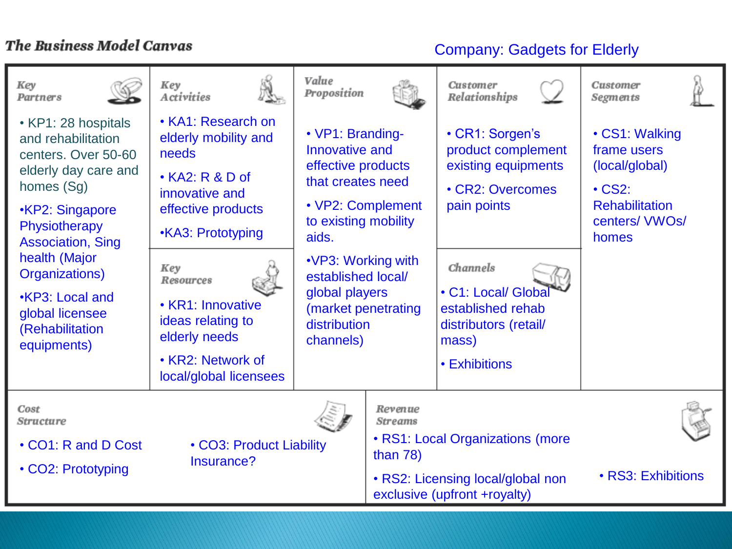# The Business Model Canvas

Company: Gadgets for Elderly

## Key Partners

- KP1: 28 hospitals and rehabilitation centers. Over 50-60 elderly day care and homes (Sg)
- KP2: Singapore Physiotherapy Association, Sing health (Major Organizations)
- KP3: Local and global licensee (Rehabilitation equipments)

## Key Activities

- KA1: Research on elderly mobility and needs
- KA2: R & D of innovative and effective products
- KA3: Prototyping

## Key Resources

- KR1: Innovative ideas relating to elderly needs
- KR2: Network of local/global licensees

## Value Proposition

- VP1: Branding- Innovative and effective products that creates need
- VP2: Complement to existing mobility aids.
- VP3: Working with established local/ global players (market penetrating distribution channels)

## Customer Relationships

- CR1: Sorgen's product complement existing equipments
- CR2: Overcomes pain points

## Channels

- C1: Local/ Global established rehab distributors (retail/ mass)
- Exhibitions

## Customer Segments

- CS1: Walking frame users (local/global)
- CS2: Rehabilitation centers/ VWOs/ homes

## Cost Structure

- CO1: R and D Cost
- CO2: Prototyping
- CO3: Product Liability Insurance?

## Revenue Streams

- RS1: Local Organizations (more than 78)
- RS2: Licensing local/global non exclusive (upfront +royalty)
- RS3: Exhibitions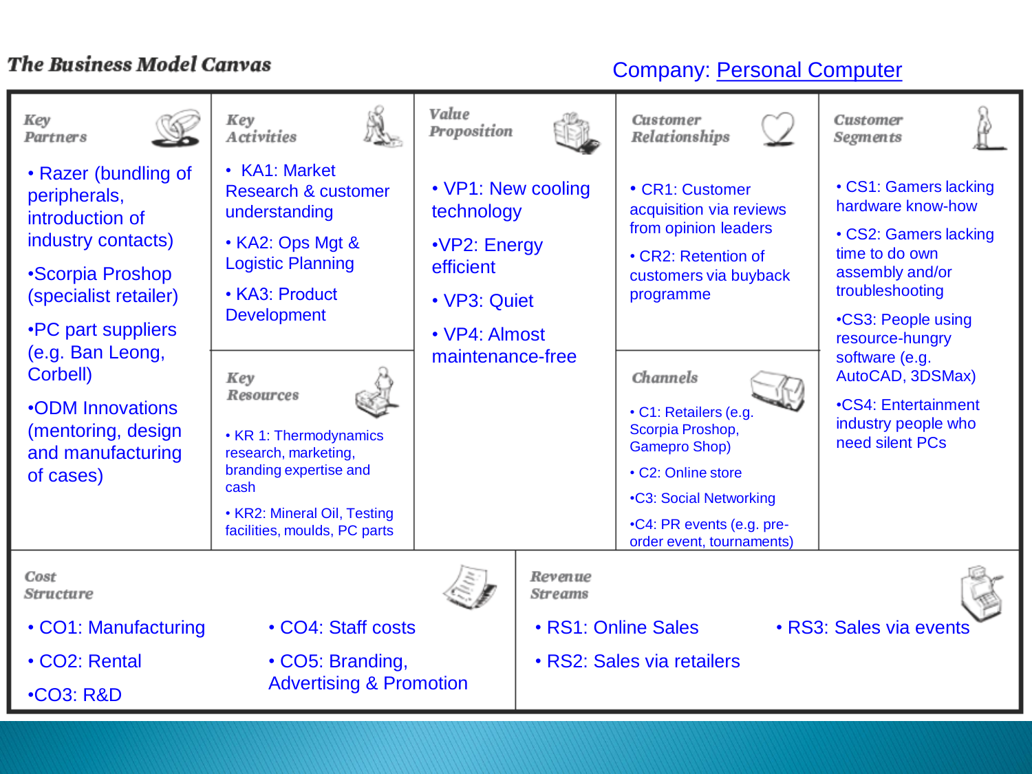# The Business Model Canvas

Company: Personal Computer

### Key Partners

- Razer (bundling of peripherals, introduction of industry contacts)
- Scorpia Proshop (specialist retailer)
- PC part suppliers (e.g. Ban Leong, Corbell)
- ODM Innovations (mentoring, design and manufacturing of cases)

### Key Activities

- KA1: Market Research & customer understanding
- KA2: Ops Mgt & Logistic Planning
- KA3: Product Development

### Key Resources

- KR 1: Thermodynamics research, marketing, branding expertise and cash
- KR2: Mineral Oil, Testing facilities, moulds, PC parts

### Value Proposition

- VP1: New cooling technology
- VP2: Energy efficient
- VP3: Quiet
- VP4: Almost maintenance-free

### Customer Relationships

- CR1: Customer acquisition via reviews from opinion leaders
- CR2: Retention of customers via buyback programme

### Channels

- C1: Retailers (e.g. Scorpia Proshop, Gamepro Shop)
- C2: Online store
- C3: Social Networking
- C4: PR events (e.g. pre-order event, tournaments)

### Customer Segments

- CS1: Gamers lacking hardware know-how
- CS2: Gamers lacking time to do own assembly and/or troubleshooting
- CS3: People using resource-hungry software (e.g. AutoCAD, 3DSMax)
- CS4: Entertainment industry people who need silent PCs

### Cost Structure

- CO1: Manufacturing
- CO2: Rental
- CO3: R&D
- CO4: Staff costs
- CO5: Branding, Advertising & Promotion

### Revenue Streams

- RS1: Online Sales
- RS2: Sales via retailers
- RS3: Sales via events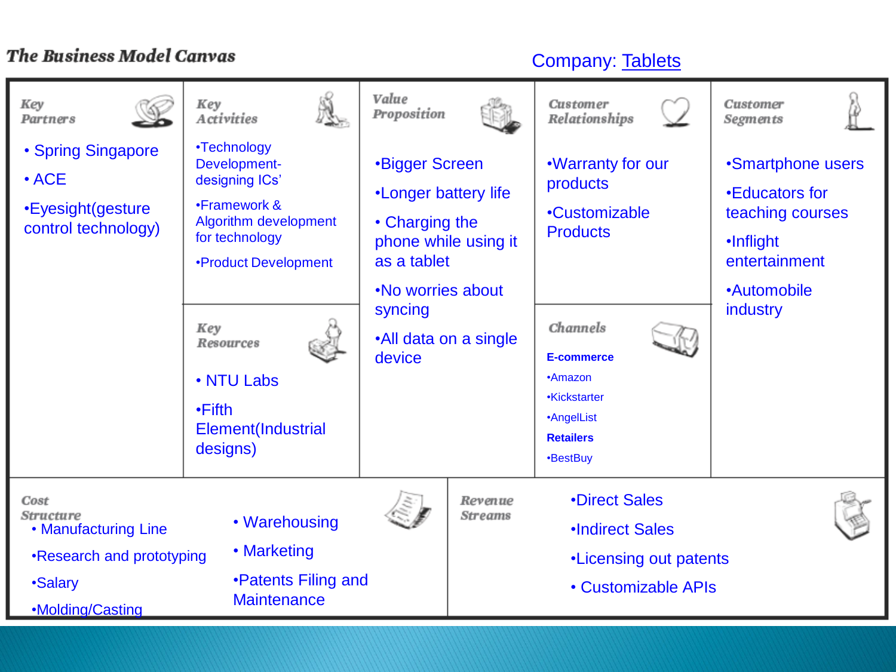# The Business Model Canvas

Company: Tablets

## Key Partners

- Spring Singapore
- ACE
- Eyesight(gesture control technology)

## Key Activities

- Technology Development- designing ICs'
- Framework & Algorithm development for technology
- Product Development

## Key Resources

- NTU Labs
- Fifth Element(Industrial designs)

## Value Proposition

- Bigger Screen
- Longer battery life
- Charging the phone while using it as a tablet
- No worries about syncing
- All data on a single device

## Customer Relationships

- Warranty for our products
- Customizable Products

## Channels

**E-commerce**

- Amazon
- Kickstarter
- AngelList

**Retailers**

- BestBuy

## Customer Segments

- Smartphone users
- Educators for teaching courses
- Inflight entertainment
- Automobile industry

## Cost Structure

- Manufacturing Line
- Research and prototyping
- Salary
- Molding/Casting
- Warehousing
- Marketing
- Patents Filing and Maintenance

## Revenue Streams

- Direct Sales
- Indirect Sales
- Licensing out patents
- Customizable APIs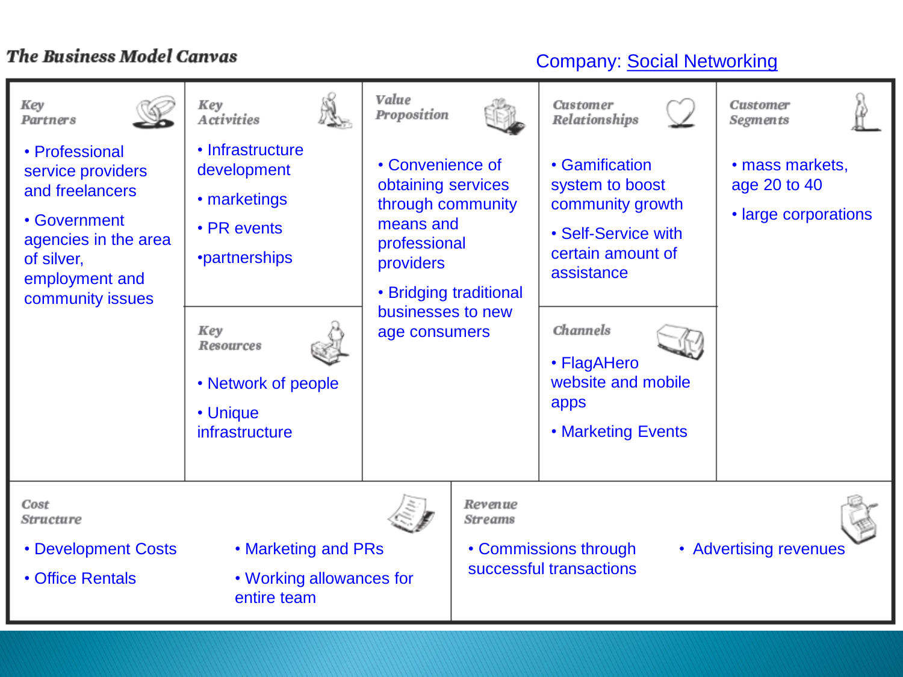# The Business Model Canvas

Company: Social Networking

## Key Partners

- Professional service providers and freelancers
- Government agencies in the area of silver, employment and community issues

## Key Activities

- Infrastructure development
- marketings
- PR events
- partnerships

## Key Resources

- Network of people
- Unique infrastructure

## Value Proposition

- Convenience of obtaining services through community means and professional providers
- Bridging traditional businesses to new age consumers

## Customer Relationships

- Gamification system to boost community growth
- Self-Service with certain amount of assistance

## Channels

- FlagAHero website and mobile apps
- Marketing Events

## Customer Segments

- mass markets, age 20 to 40
- large corporations

## Cost Structure

- Development Costs
- Office Rentals
- Marketing and PRs
- Working allowances for entire team

## Revenue Streams

- Commissions through successful transactions
- Advertising revenues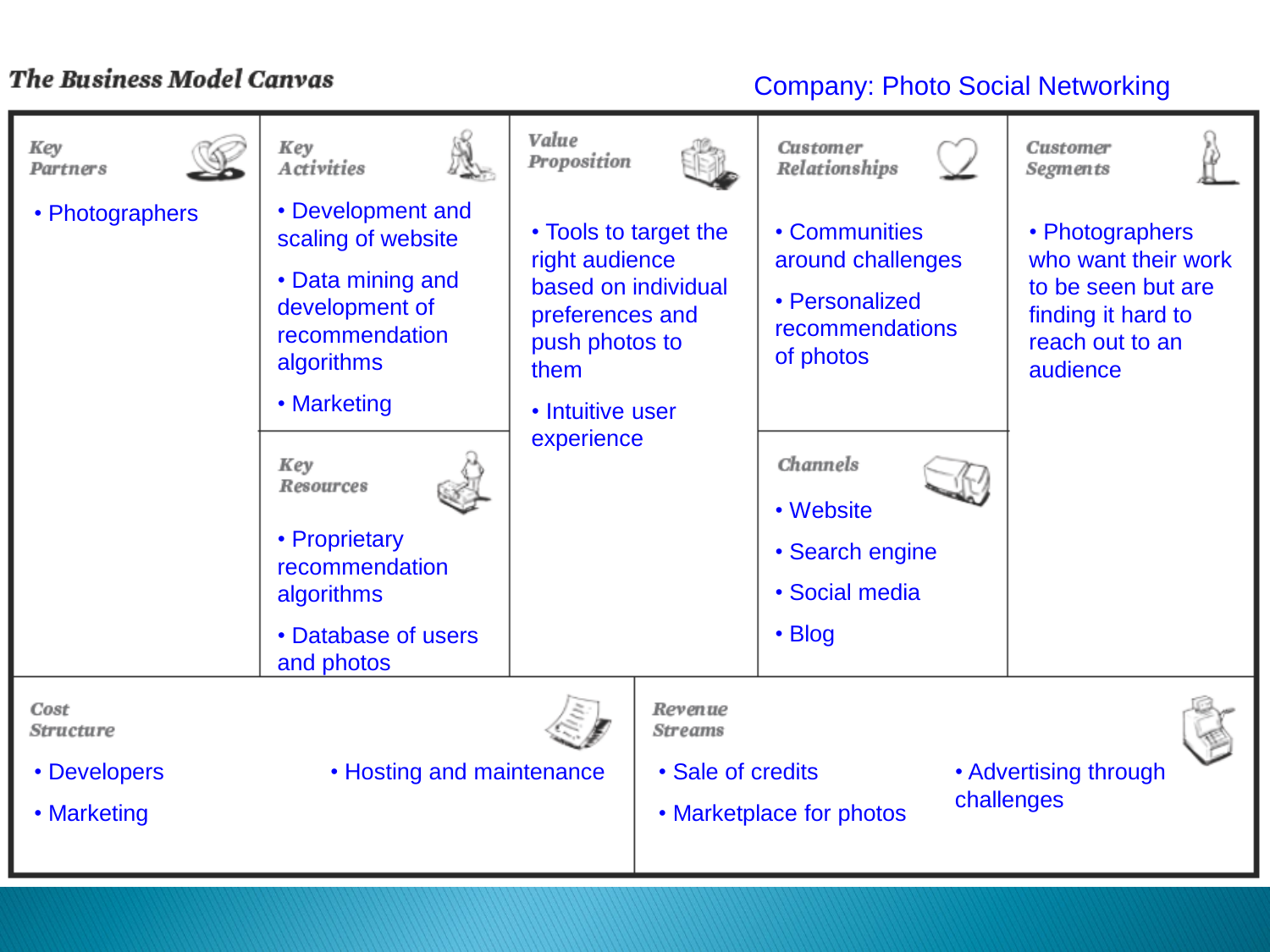# The Business Model Canvas

Company: Photo Social Networking

### Key Partners

- Photographers

### Key Activities

- Development and scaling of website
- Data mining and development of recommendation algorithms
- Marketing

### Key Resources

- Proprietary recommendation algorithms
- Database of users and photos

### Value Proposition

- Tools to target the right audience based on individual preferences and push photos to them
- Intuitive user experience

### Customer Relationships

- Communities around challenges
- Personalized recommendations of photos

### Channels

- Website
- Search engine
- Social media
- Blog

### Customer Segments

- Photographers who want their work to be seen but are finding it hard to reach out to an audience

### Cost Structure

- Developers
- Marketing
- Hosting and maintenance

### Revenue Streams

- Sale of credits
- Marketplace for photos
- Advertising through challenges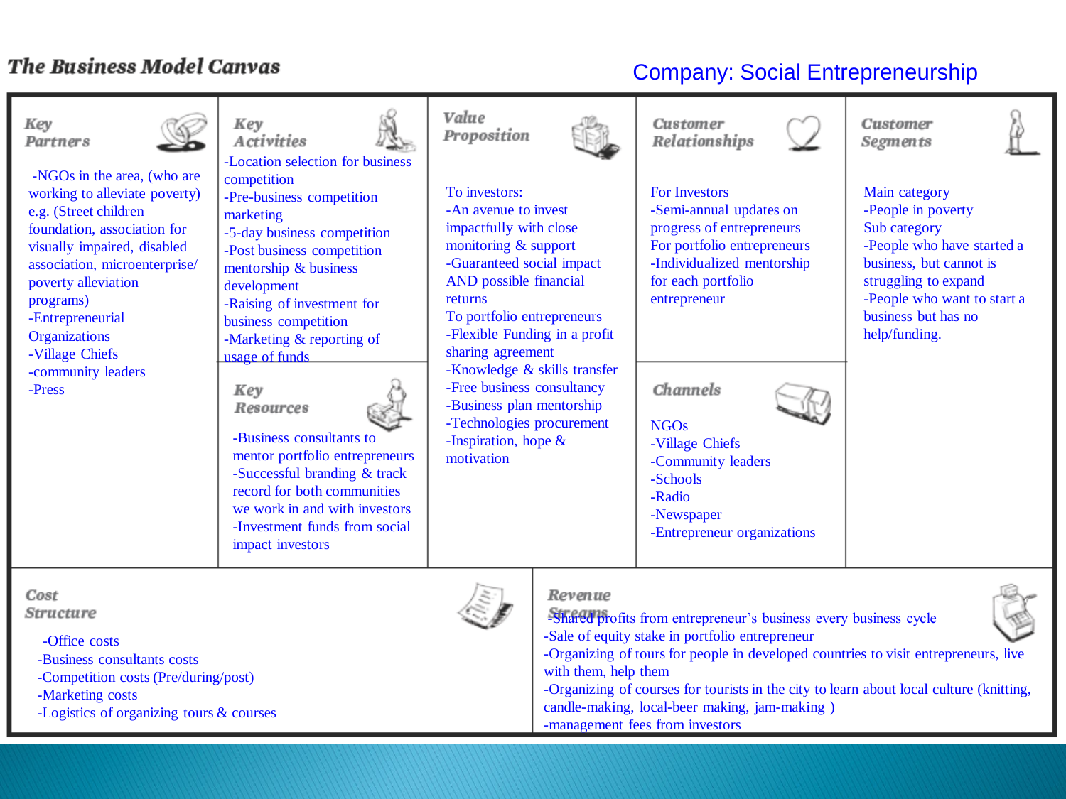# The Business Model Canvas

## Company: Social Entrepreneurship

### Key Partners

- NGOs in the area, (who are working to alleviate poverty) e.g. (Street children foundation, association for visually impaired, disabled association, microenterprise/ poverty alleviation programs)
- Entrepreneurial Organizations
- Village Chiefs
- community leaders
- Press

### Key Activities

- Location selection for business competition
- Pre-business competition marketing
- 5-day business competition
- Post business competition mentorship & business development
- Raising of investment for business competition
- Marketing & reporting of usage of funds

### Key Resources

- Business consultants to mentor portfolio entrepreneurs
- Successful branding & track record for both communities we work in and with investors
- Investment funds from social impact investors

### Value Proposition

To investors:

- An avenue to invest impactfully with close monitoring & support
- Guaranteed social impact AND possible financial returns

To portfolio entrepreneurs

- Flexible Funding in a profit sharing agreement
- Knowledge & skills transfer
- Free business consultancy
- Business plan mentorship
- Technologies procurement
- Inspiration, hope & motivation

### Customer Relationships

For Investors

- Semi-annual updates on progress of entrepreneurs

For portfolio entrepreneurs

- Individualized mentorship for each portfolio entrepreneur

### Channels

NGOs

- Village Chiefs
- Community leaders
- Schools
- Radio
- Newspaper
- Entrepreneur organizations

### Customer Segments

Main category

- People in poverty

Sub category

- People who have started a business, but cannot is struggling to expand
- People who want to start a business but has no help/funding.

### Cost Structure

- Office costs
- Business consultants costs
- Competition costs (Pre/during/post)
- Marketing costs
- Logistics of organizing tours & courses

### Revenue Streams

- Shared profits from entrepreneur's business every business cycle
- Sale of equity stake in portfolio entrepreneur
- Organizing of tours for people in developed countries to visit entrepreneurs, live with them, help them
- Organizing of courses for tourists in the city to learn about local culture (knitting, candle-making, local-beer making, jam-making )
- management fees from investors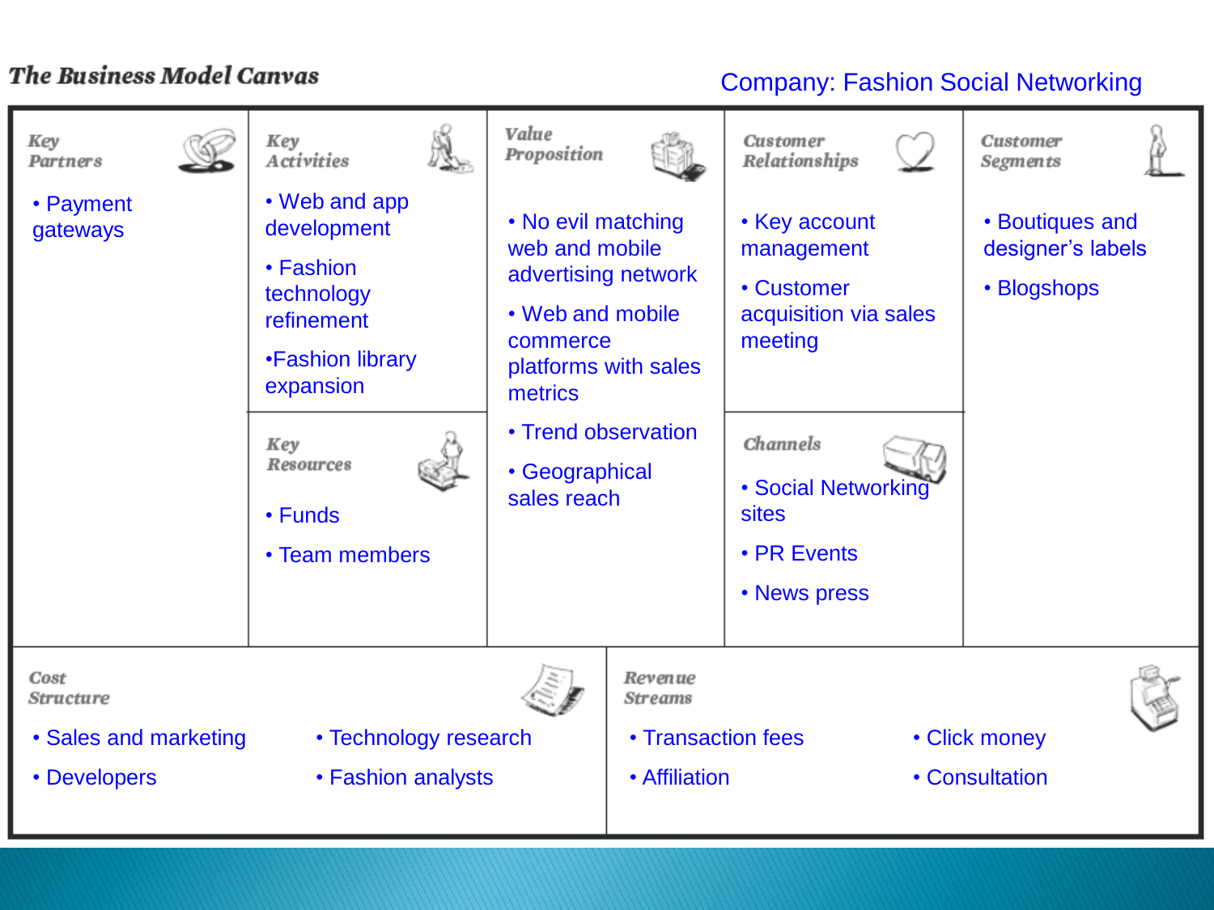## The Business Model Canvas

**Company: Fashion Social Networking**

### Key Partners

- Payment gateways

### Key Activities

- Web and app development
- Fashion technology refinement
- Fashion library expansion

### Key Resources

- Funds
- Team members

### Value Proposition

- No evil matching web and mobile advertising network
- Web and mobile commerce platforms with sales metrics
- Trend observation
- Geographical sales reach

### Customer Relationships

- Key account management
- Customer acquisition via sales meeting

### Channels

- Social Networking sites
- PR Events
- News press

### Customer Segments

- Boutiques and designer's labels
- Blogshops

### Cost Structure

- Sales and marketing
- Developers
- Technology research
- Fashion analysts

### Revenue Streams

- Transaction fees
- Affiliation
- Click money
- Consultation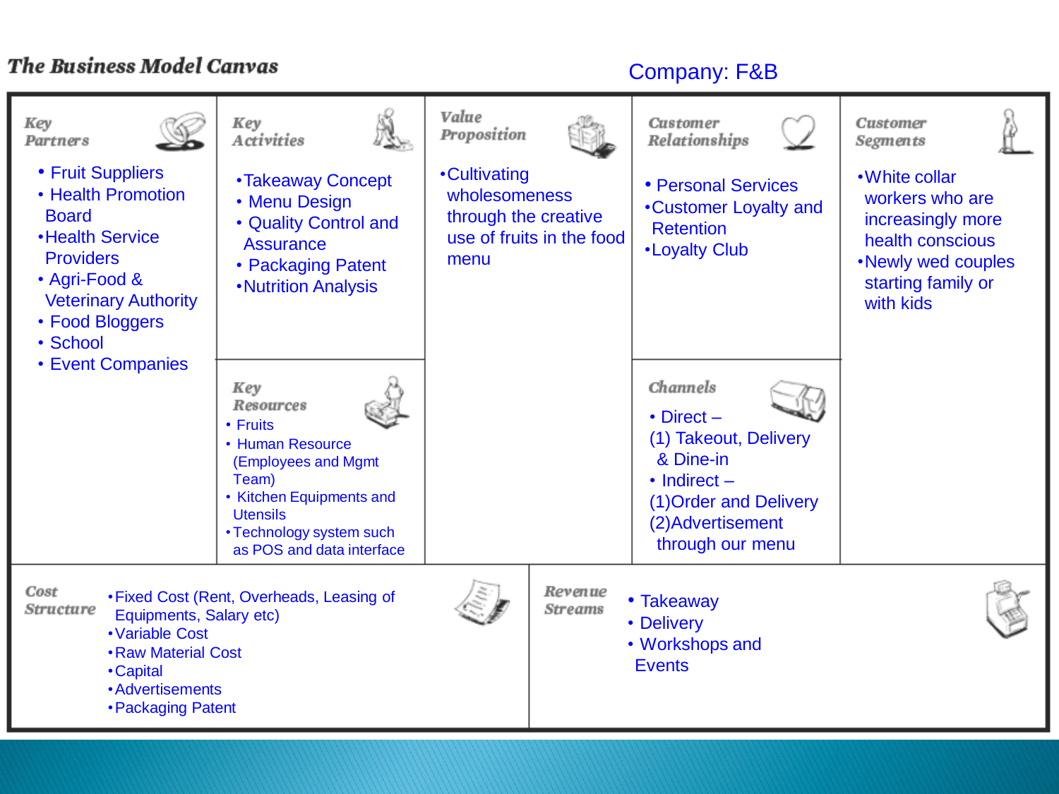# The Business Model Canvas

Company: F&B

## Key Partners

- Fruit Suppliers
- Health Promotion Board
- Health Service Providers
- Agri-Food & Veterinary Authority
- Food Bloggers
- School
- Event Companies

## Key Activities

- Takeaway Concept
- Menu Design
- Quality Control and Assurance
- Packaging Patent
- Nutrition Analysis

## Key Resources

- Fruits
- Human Resource (Employees and Mgmt Team)
- Kitchen Equipments and Utensils
- Technology system such as POS and data interface

## Value Proposition

- Cultivating wholesomeness through the creative use of fruits in the food menu

## Customer Relationships

- Personal Services
- Customer Loyalty and Retention
- Loyalty Club

## Channels

- Direct –
  (1) Takeout, Delivery & Dine-in
- Indirect –
  (1)Order and Delivery
  (2)Advertisement through our menu

## Customer Segments

- White collar workers who are increasingly more health conscious
- Newly wed couples starting family or with kids

## Cost Structure

- Fixed Cost (Rent, Overheads, Leasing of Equipments, Salary etc)
- Variable Cost
- Raw Material Cost
- Capital
- Advertisements
- Packaging Patent

## Revenue Streams

- Takeaway
- Delivery
- Workshops and Events